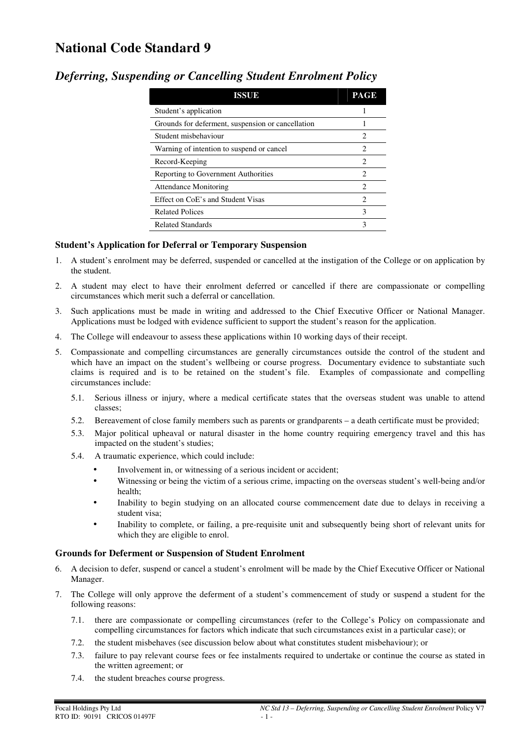# National Code Standard 9

## *Deferring, Suspending or Cancelling Student Enrolment Policy*

| ISSUE | PAGE |
|---|---|
| Student's application | 1 |
| Grounds for deferment, suspension or cancellation | 1 |
| Student misbehaviour | 2 |
| Warning of intention to suspend or cancel | 2 |
| Record-Keeping | 2 |
| Reporting to Government Authorities | 2 |
| Attendance Monitoring | 2 |
| Effect on CoE's and Student Visas | 2 |
| Related Polices | 3 |
| Related Standards | 3 |

### Student's Application for Deferral or Temporary Suspension

1. A student's enrolment may be deferred, suspended or cancelled at the instigation of the College or on application by the student.
2. A student may elect to have their enrolment deferred or cancelled if there are compassionate or compelling circumstances which merit such a deferral or cancellation.
3. Such applications must be made in writing and addressed to the Chief Executive Officer or National Manager. Applications must be lodged with evidence sufficient to support the student's reason for the application.
4. The College will endeavour to assess these applications within 10 working days of their receipt.
5. Compassionate and compelling circumstances are generally circumstances outside the control of the student and which have an impact on the student's wellbeing or course progress. Documentary evidence to substantiate such claims is required and is to be retained on the student's file. Examples of compassionate and compelling circumstances include:
   - 5.1. Serious illness or injury, where a medical certificate states that the overseas student was unable to attend classes;
   - 5.2. Bereavement of close family members such as parents or grandparents – a death certificate must be provided;
   - 5.3. Major political upheaval or natural disaster in the home country requiring emergency travel and this has impacted on the student's studies;
   - 5.4. A traumatic experience, which could include:
     - Involvement in, or witnessing of a serious incident or accident;
     - Witnessing or being the victim of a serious crime, impacting on the overseas student's well-being and/or health;
     - Inability to begin studying on an allocated course commencement date due to delays in receiving a student visa;
     - Inability to complete, or failing, a pre-requisite unit and subsequently being short of relevant units for which they are eligible to enrol.

### Grounds for Deferment or Suspension of Student Enrolment

6. A decision to defer, suspend or cancel a student's enrolment will be made by the Chief Executive Officer or National Manager.
7. The College will only approve the deferment of a student's commencement of study or suspend a student for the following reasons:
   - 7.1. there are compassionate or compelling circumstances (refer to the College's Policy on compassionate and compelling circumstances for factors which indicate that such circumstances exist in a particular case); or
   - 7.2. the student misbehaves (see discussion below about what constitutes student misbehaviour); or
   - 7.3. failure to pay relevant course fees or fee instalments required to undertake or continue the course as stated in the written agreement; or
   - 7.4. the student breaches course progress.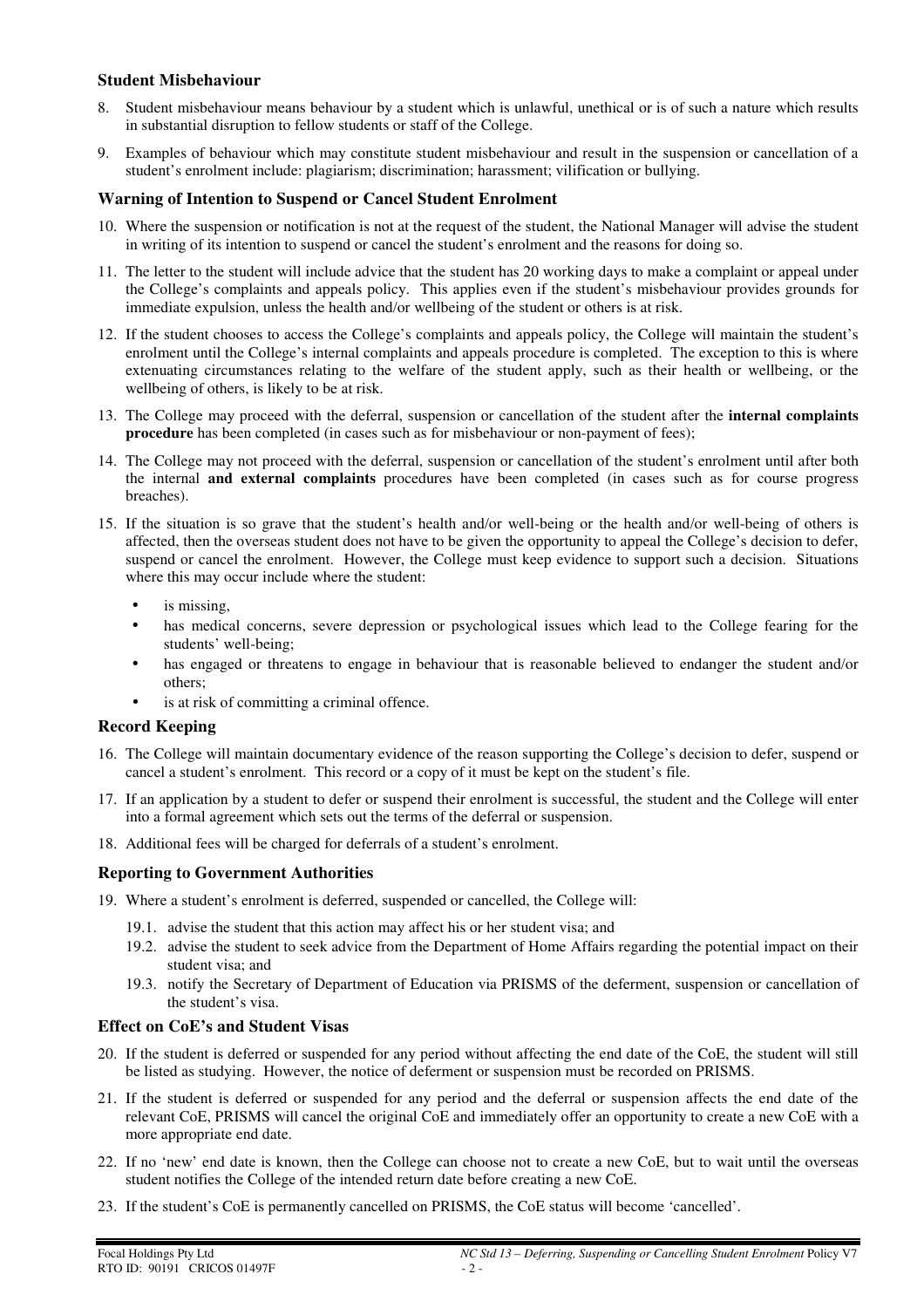### Student Misbehaviour

8. Student misbehaviour means behaviour by a student which is unlawful, unethical or is of such a nature which results in substantial disruption to fellow students or staff of the College.

9. Examples of behaviour which may constitute student misbehaviour and result in the suspension or cancellation of a student's enrolment include: plagiarism; discrimination; harassment; vilification or bullying.

### Warning of Intention to Suspend or Cancel Student Enrolment

10. Where the suspension or notification is not at the request of the student, the National Manager will advise the student in writing of its intention to suspend or cancel the student's enrolment and the reasons for doing so.

11. The letter to the student will include advice that the student has 20 working days to make a complaint or appeal under the College's complaints and appeals policy. This applies even if the student's misbehaviour provides grounds for immediate expulsion, unless the health and/or wellbeing of the student or others is at risk.

12. If the student chooses to access the College's complaints and appeals policy, the College will maintain the student's enrolment until the College's internal complaints and appeals procedure is completed. The exception to this is where extenuating circumstances relating to the welfare of the student apply, such as their health or wellbeing, or the wellbeing of others, is likely to be at risk.

13. The College may proceed with the deferral, suspension or cancellation of the student after the **internal complaints procedure** has been completed (in cases such as for misbehaviour or non-payment of fees);

14. The College may not proceed with the deferral, suspension or cancellation of the student's enrolment until after both the internal **and external complaints** procedures have been completed (in cases such as for course progress breaches).

15. If the situation is so grave that the student's health and/or well-being or the health and/or well-being of others is affected, then the overseas student does not have to be given the opportunity to appeal the College's decision to defer, suspend or cancel the enrolment. However, the College must keep evidence to support such a decision. Situations where this may occur include where the student:

    - is missing,
    - has medical concerns, severe depression or psychological issues which lead to the College fearing for the students' well-being;
    - has engaged or threatens to engage in behaviour that is reasonable believed to endanger the student and/or others;
    - is at risk of committing a criminal offence.

### Record Keeping

16. The College will maintain documentary evidence of the reason supporting the College's decision to defer, suspend or cancel a student's enrolment. This record or a copy of it must be kept on the student's file.

17. If an application by a student to defer or suspend their enrolment is successful, the student and the College will enter into a formal agreement which sets out the terms of the deferral or suspension.

18. Additional fees will be charged for deferrals of a student's enrolment.

### Reporting to Government Authorities

19. Where a student's enrolment is deferred, suspended or cancelled, the College will:

    19.1. advise the student that this action may affect his or her student visa; and

    19.2. advise the student to seek advice from the Department of Home Affairs regarding the potential impact on their student visa; and

    19.3. notify the Secretary of Department of Education via PRISMS of the deferment, suspension or cancellation of the student's visa.

### Effect on CoE's and Student Visas

20. If the student is deferred or suspended for any period without affecting the end date of the CoE, the student will still be listed as studying. However, the notice of deferment or suspension must be recorded on PRISMS.

21. If the student is deferred or suspended for any period and the deferral or suspension affects the end date of the relevant CoE, PRISMS will cancel the original CoE and immediately offer an opportunity to create a new CoE with a more appropriate end date.

22. If no 'new' end date is known, then the College can choose not to create a new CoE, but to wait until the overseas student notifies the College of the intended return date before creating a new CoE.

23. If the student's CoE is permanently cancelled on PRISMS, the CoE status will become 'cancelled'.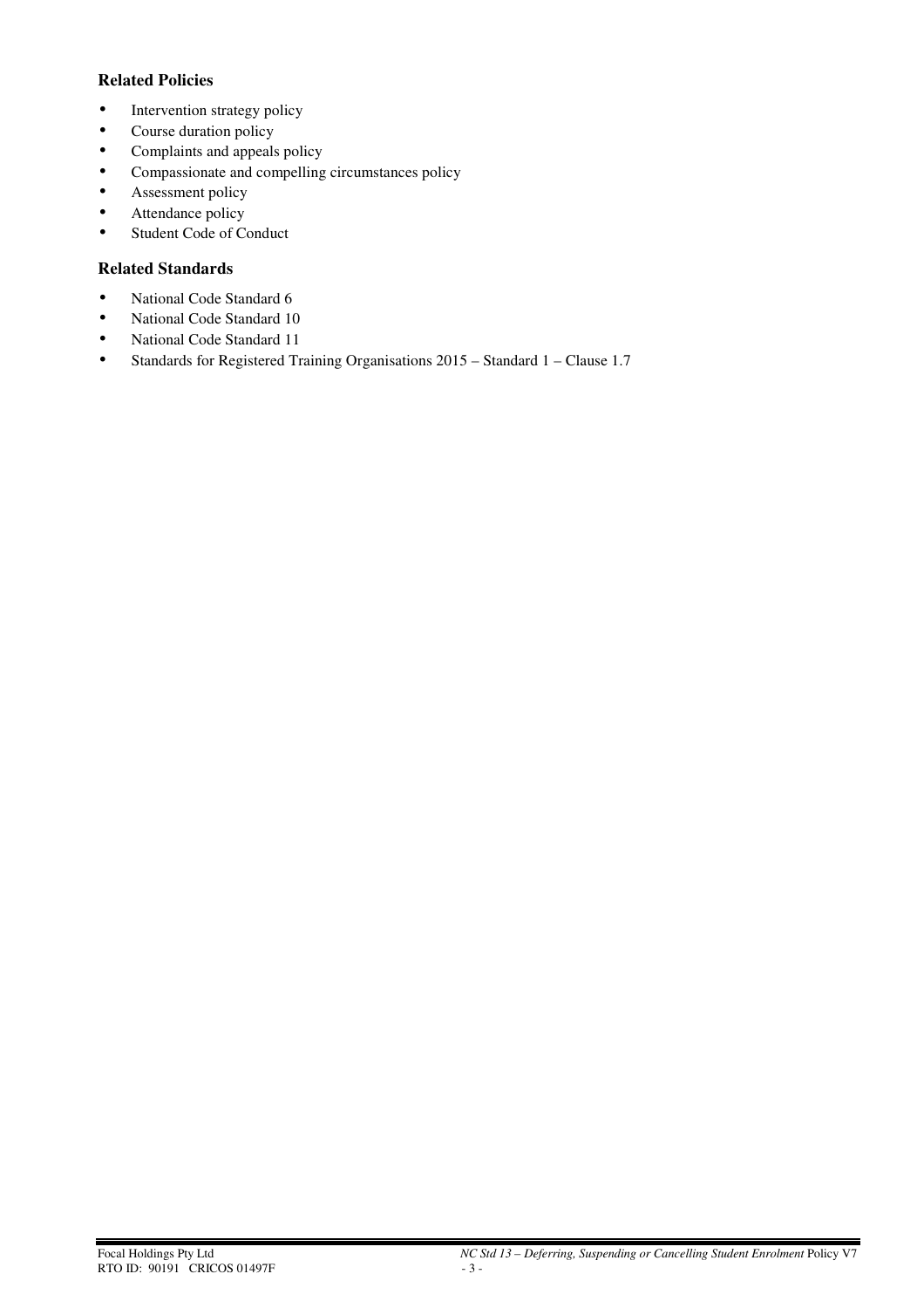### Related Policies

- Intervention strategy policy
- Course duration policy
- Complaints and appeals policy
- Compassionate and compelling circumstances policy
- Assessment policy
- Attendance policy
- Student Code of Conduct

### Related Standards

- National Code Standard 6
- National Code Standard 10
- National Code Standard 11
- Standards for Registered Training Organisations 2015 – Standard 1 – Clause 1.7